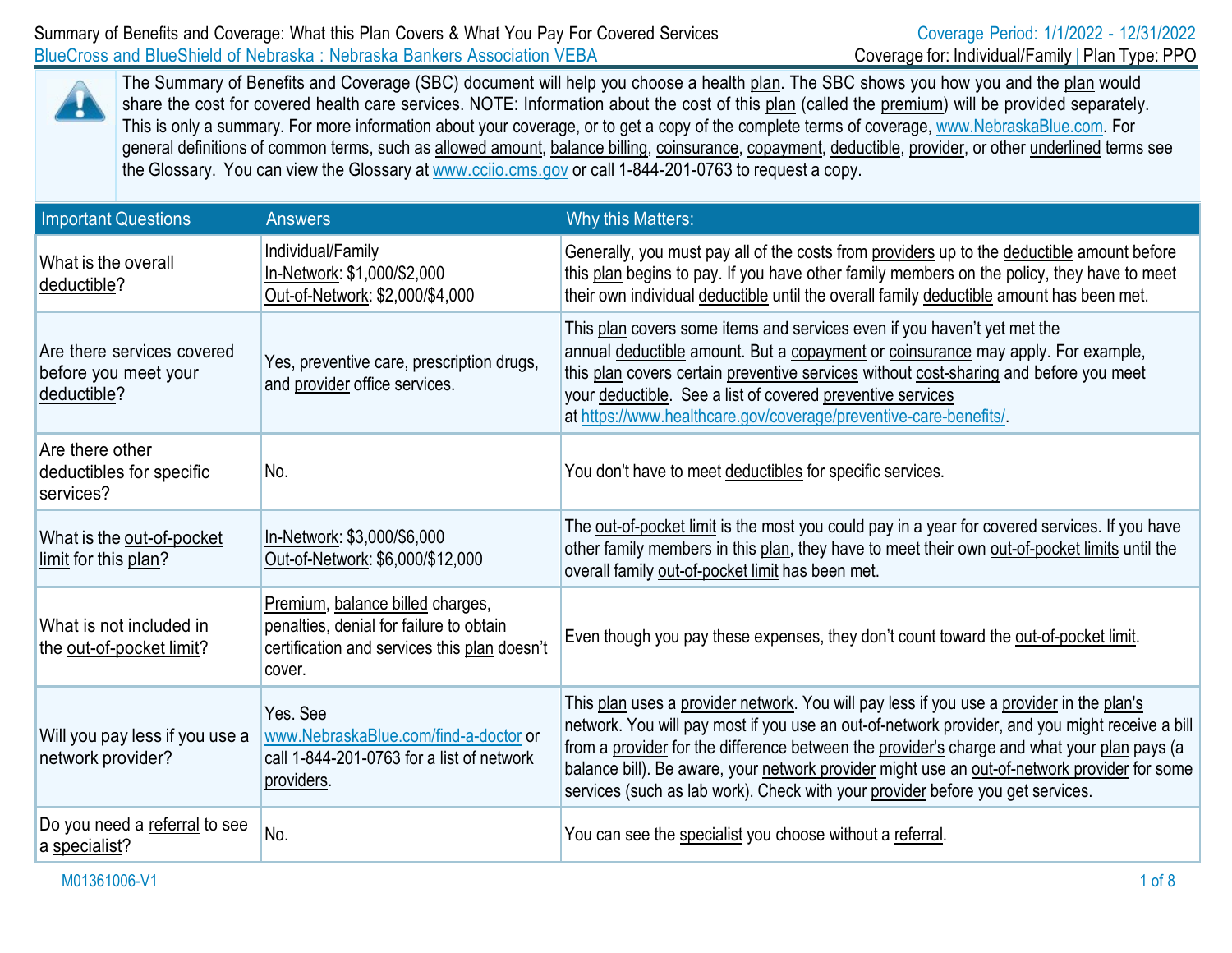Summary of Benefits and Coverage: What this Plan Covers & What You Pay For Covered Services

BlueCross and BlueShield of Nebraska : Nebraska Bankers Association VEBA

Coverage Period: 1/1/2022 - 12/31/2022

Coverage for: Individual/Family | Plan Type: PPO

The Summary of Benefits and Coverage (SBC) document will help you choose a health plan. The SBC shows you how you and the plan would share the cost for covered health care services. NOTE: Information about the cost of this plan (called the premium) will be provided separately. This is only a summary. For more information about your coverage, or to get a copy of the complete terms of coverage, www.NebraskaBlue.com. For general definitions of common terms, such as allowed amount, balance billing, coinsurance, copayment, deductible, provider, or other underlined terms see the Glossary. You can view the Glossary at www.cciio.cms.gov or call 1-844-201-0763 to request a copy.

| Important Questions | Answers | Why this Matters: |
|---|---|---|
| What is the overall deductible? | Individual/Family<br>In-Network: $1,000/$2,000<br>Out-of-Network: $2,000/$4,000 | Generally, you must pay all of the costs from providers up to the deductible amount before this plan begins to pay. If you have other family members on the policy, they have to meet their own individual deductible until the overall family deductible amount has been met. |
| Are there services covered before you meet your deductible? | Yes, preventive care, prescription drugs, and provider office services. | This plan covers some items and services even if you haven't yet met the annual deductible amount. But a copayment or coinsurance may apply. For example, this plan covers certain preventive services without cost-sharing and before you meet your deductible. See a list of covered preventive services at https://www.healthcare.gov/coverage/preventive-care-benefits/. |
| Are there other deductibles for specific services? | No. | You don't have to meet deductibles for specific services. |
| What is the out-of-pocket limit for this plan? | In-Network: $3,000/$6,000<br>Out-of-Network: $6,000/$12,000 | The out-of-pocket limit is the most you could pay in a year for covered services. If you have other family members in this plan, they have to meet their own out-of-pocket limits until the overall family out-of-pocket limit has been met. |
| What is not included in the out-of-pocket limit? | Premium, balance billed charges, penalties, denial for failure to obtain certification and services this plan doesn't cover. | Even though you pay these expenses, they don't count toward the out-of-pocket limit. |
| Will you pay less if you use a network provider? | Yes. See www.NebraskaBlue.com/find-a-doctor or call 1-844-201-0763 for a list of network providers. | This plan uses a provider network. You will pay less if you use a provider in the plan's network. You will pay most if you use an out-of-network provider, and you might receive a bill from a provider for the difference between the provider's charge and what your plan pays (a balance bill). Be aware, your network provider might use an out-of-network provider for some services (such as lab work). Check with your provider before you get services. |
| Do you need a referral to see a specialist? | No. | You can see the specialist you choose without a referral. |

M01361006-V1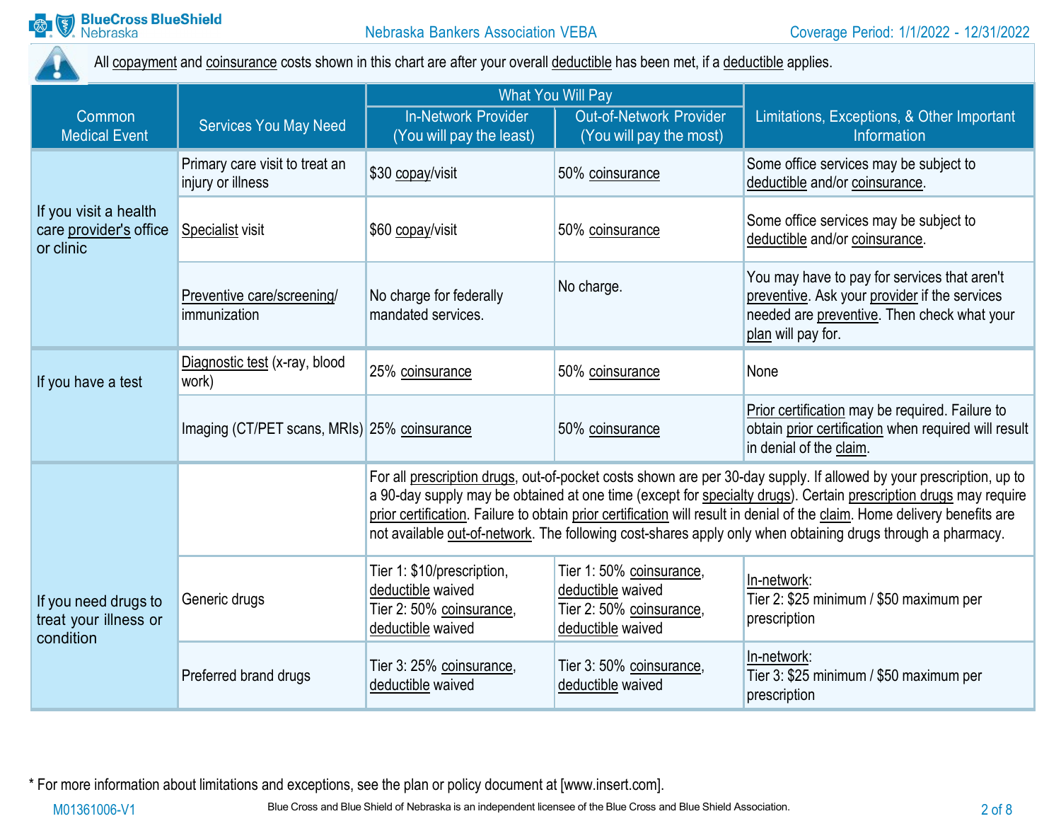All copayment and coinsurance costs shown in this chart are after your overall deductible has been met, if a deductible applies.

| Common Medical Event | Services You May Need | What You Will Pay | | Limitations, Exceptions, & Other Important Information |
|---|---|---|---|---|
| | | In-Network Provider (You will pay the least) | Out-of-Network Provider (You will pay the most) | |
| If you visit a health care provider's office or clinic | Primary care visit to treat an injury or illness | $30 copay/visit | 50% coinsurance | Some office services may be subject to deductible and/or coinsurance. |
| | Specialist visit | $60 copay/visit | 50% coinsurance | Some office services may be subject to deductible and/or coinsurance. |
| | Preventive care/screening/ immunization | No charge for federally mandated services. | No charge. | You may have to pay for services that aren't preventive. Ask your provider if the services needed are preventive. Then check what your plan will pay for. |
| If you have a test | Diagnostic test (x-ray, blood work) | 25% coinsurance | 50% coinsurance | None |
| | Imaging (CT/PET scans, MRIs) | 25% coinsurance | 50% coinsurance | Prior certification may be required. Failure to obtain prior certification when required will result in denial of the claim. |
| If you need drugs to treat your illness or condition | | For all prescription drugs, out-of-pocket costs shown are per 30-day supply. If allowed by your prescription, up to a 90-day supply may be obtained at one time (except for specialty drugs). Certain prescription drugs may require prior certification. Failure to obtain prior certification will result in denial of the claim. Home delivery benefits are not available out-of-network. The following cost-shares apply only when obtaining drugs through a pharmacy. | | |
| | Generic drugs | Tier 1: $10/prescription, deductible waived<br>Tier 2: 50% coinsurance, deductible waived | Tier 1: 50% coinsurance, deductible waived<br>Tier 2: 50% coinsurance, deductible waived | In-network:<br>Tier 2: $25 minimum / $50 maximum per prescription |
| | Preferred brand drugs | Tier 3: 25% coinsurance, deductible waived | Tier 3: 50% coinsurance, deductible waived | In-network:<br>Tier 3: $25 minimum / $50 maximum per prescription |

* For more information about limitations and exceptions, see the plan or policy document at [www.insert.com].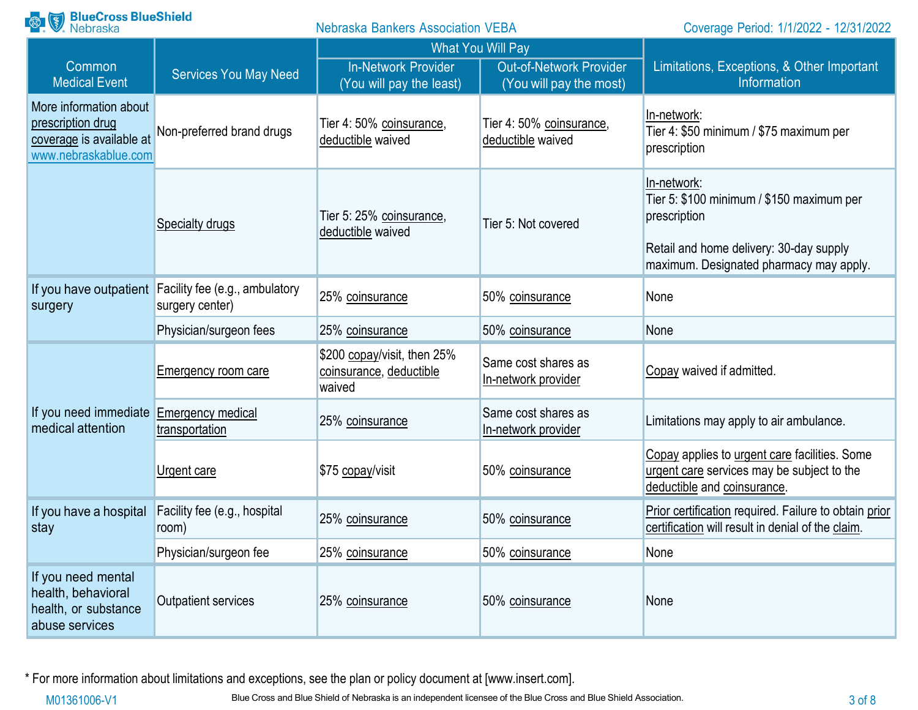| Common Medical Event | Services You May Need | What You Will Pay | | Limitations, Exceptions, & Other Important Information |
|---|---|---|---|---|
| | | In-Network Provider (You will pay the least) | Out-of-Network Provider (You will pay the most) | |
| More information about prescription drug coverage is available at www.nebraskablue.com | Non-preferred brand drugs | Tier 4: 50% coinsurance, deductible waived | Tier 4: 50% coinsurance, deductible waived | In-network:<br>Tier 4: $50 minimum / $75 maximum per prescription |
| | Specialty drugs | Tier 5: 25% coinsurance, deductible waived | Tier 5: Not covered | In-network:<br>Tier 5: $100 minimum / $150 maximum per prescription<br><br>Retail and home delivery: 30-day supply maximum. Designated pharmacy may apply. |
| If you have outpatient surgery | Facility fee (e.g., ambulatory surgery center) | 25% coinsurance | 50% coinsurance | None |
| | Physician/surgeon fees | 25% coinsurance | 50% coinsurance | None |
| If you need immediate medical attention | Emergency room care | $200 copay/visit, then 25% coinsurance, deductible waived | Same cost shares as In-network provider | Copay waived if admitted. |
| | Emergency medical transportation | 25% coinsurance | Same cost shares as In-network provider | Limitations may apply to air ambulance. |
| | Urgent care | $75 copay/visit | 50% coinsurance | Copay applies to urgent care facilities. Some urgent care services may be subject to the deductible and coinsurance. |
| If you have a hospital stay | Facility fee (e.g., hospital room) | 25% coinsurance | 50% coinsurance | Prior certification required. Failure to obtain prior certification will result in denial of the claim. |
| | Physician/surgeon fee | 25% coinsurance | 50% coinsurance | None |
| If you need mental health, behavioral health, or substance abuse services | Outpatient services | 25% coinsurance | 50% coinsurance | None |

* For more information about limitations and exceptions, see the plan or policy document at [www.insert.com].

Blue Cross and Blue Shield of Nebraska is an independent licensee of the Blue Cross and Blue Shield Association.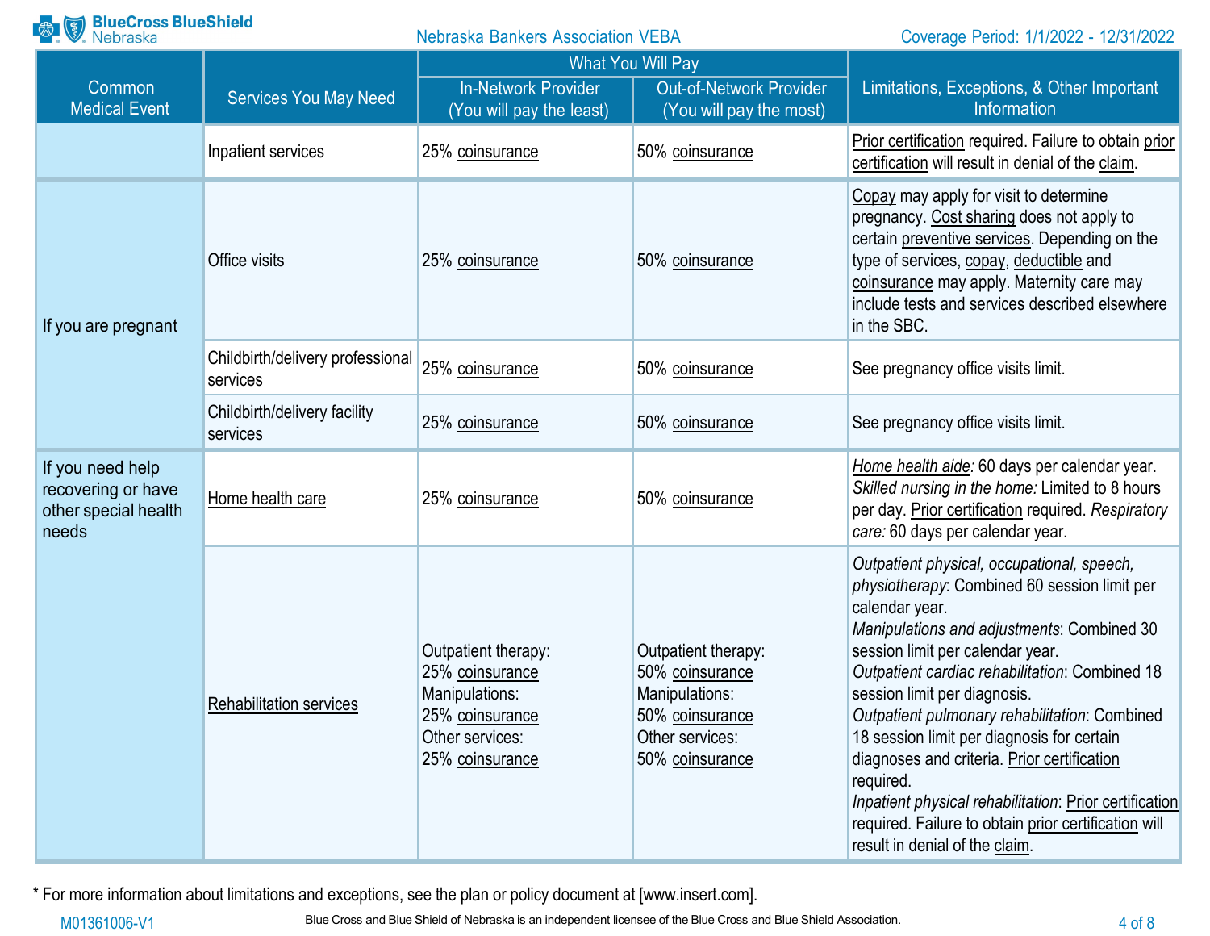| Common Medical Event | Services You May Need | What You Will Pay | | Limitations, Exceptions, & Other Important Information |
|---|---|---|---|---|
| | | In-Network Provider (You will pay the least) | Out-of-Network Provider (You will pay the most) | |
| | Inpatient services | 25% coinsurance | 50% coinsurance | Prior certification required. Failure to obtain prior certification will result in denial of the claim. |
| If you are pregnant | Office visits | 25% coinsurance | 50% coinsurance | Copay may apply for visit to determine pregnancy. Cost sharing does not apply to certain preventive services. Depending on the type of services, copay, deductible and coinsurance may apply. Maternity care may include tests and services described elsewhere in the SBC. |
| | Childbirth/delivery professional services | 25% coinsurance | 50% coinsurance | See pregnancy office visits limit. |
| | Childbirth/delivery facility services | 25% coinsurance | 50% coinsurance | See pregnancy office visits limit. |
| If you need help recovering or have other special health needs | Home health care | 25% coinsurance | 50% coinsurance | *Home health aide:* 60 days per calendar year. *Skilled nursing in the home:* Limited to 8 hours per day. Prior certification required. *Respiratory care:* 60 days per calendar year. |
| | Rehabilitation services | Outpatient therapy: 25% coinsurance<br>Manipulations: 25% coinsurance<br>Other services: 25% coinsurance | Outpatient therapy: 50% coinsurance<br>Manipulations: 50% coinsurance<br>Other services: 50% coinsurance | *Outpatient physical, occupational, speech, physiotherapy*: Combined 60 session limit per calendar year.<br>*Manipulations and adjustments*: Combined 30 session limit per calendar year.<br>*Outpatient cardiac rehabilitation*: Combined 18 session limit per diagnosis.<br>*Outpatient pulmonary rehabilitation*: Combined 18 session limit per diagnosis for certain diagnoses and criteria. Prior certification required.<br>*Inpatient physical rehabilitation*: Prior certification required. Failure to obtain prior certification will result in denial of the claim. |

* For more information about limitations and exceptions, see the plan or policy document at [www.insert.com].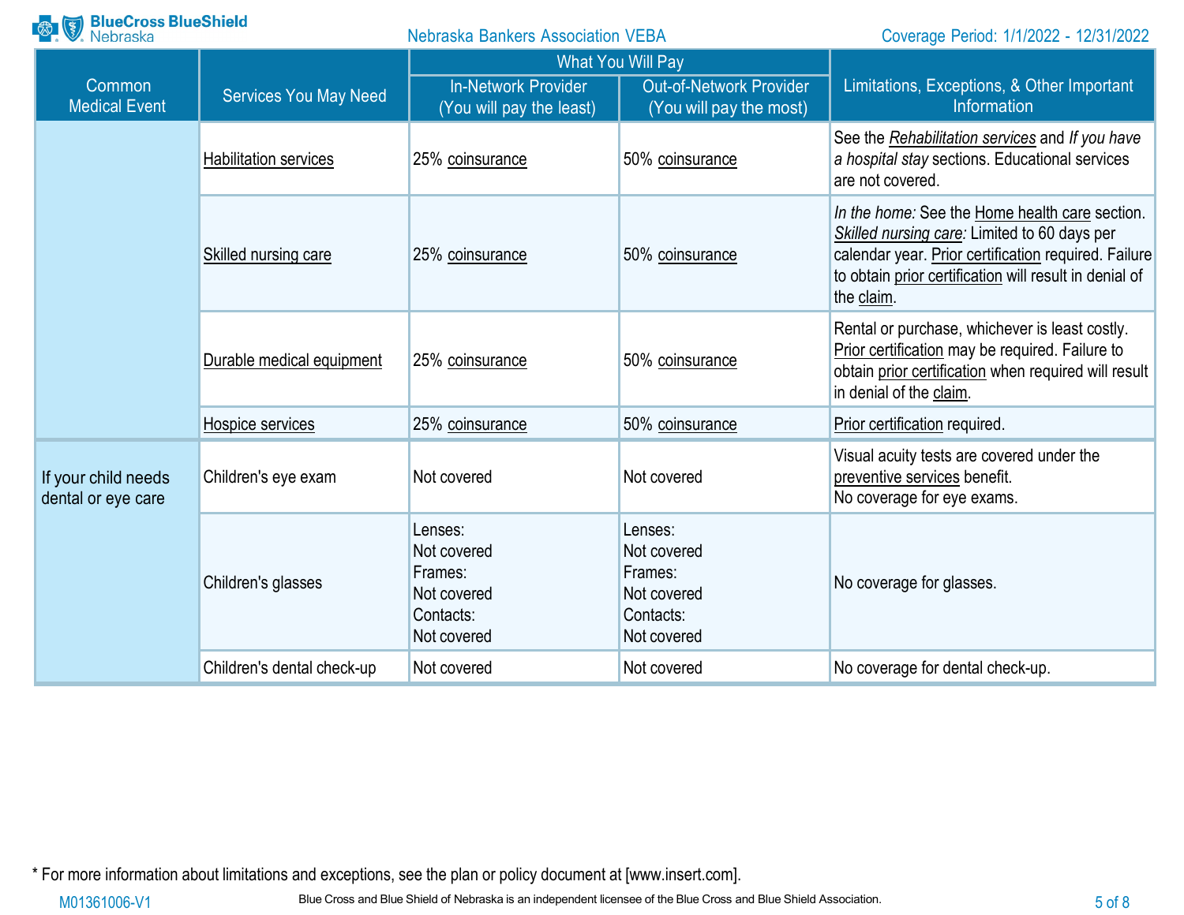| Common Medical Event | Services You May Need | What You Will Pay | | Limitations, Exceptions, & Other Important Information |
|---|---|---|---|---|
| | | In-Network Provider (You will pay the least) | Out-of-Network Provider (You will pay the most) | |
| | Habilitation services | 25% coinsurance | 50% coinsurance | See the *Rehabilitation services* and *If you have a hospital stay* sections. Educational services are not covered. |
| | Skilled nursing care | 25% coinsurance | 50% coinsurance | *In the home:* See the Home health care section. *Skilled nursing care:* Limited to 60 days per calendar year. Prior certification required. Failure to obtain prior certification will result in denial of the claim. |
| | Durable medical equipment | 25% coinsurance | 50% coinsurance | Rental or purchase, whichever is least costly. Prior certification may be required. Failure to obtain prior certification when required will result in denial of the claim. |
| | Hospice services | 25% coinsurance | 50% coinsurance | Prior certification required. |
| If your child needs dental or eye care | Children's eye exam | Not covered | Not covered | Visual acuity tests are covered under the preventive services benefit. No coverage for eye exams. |
| | Children's glasses | Lenses: Not covered Frames: Not covered Contacts: Not covered | Lenses: Not covered Frames: Not covered Contacts: Not covered | No coverage for glasses. |
| | Children's dental check-up | Not covered | Not covered | No coverage for dental check-up. |

* For more information about limitations and exceptions, see the plan or policy document at [www.insert.com].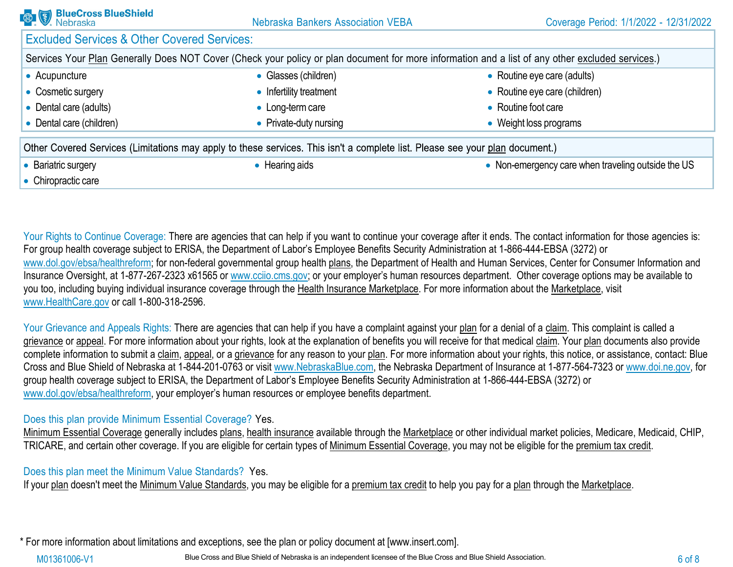## Excluded Services & Other Covered Services:

| Services Your Plan Generally Does NOT Cover (Check your policy or plan document for more information and a list of any other excluded services.) | | |
|---|---|---|
| • Acupuncture | • Glasses (children) | • Routine eye care (adults) |
| • Cosmetic surgery | • Infertility treatment | • Routine eye care (children) |
| • Dental care (adults) | • Long-term care | • Routine foot care |
| • Dental care (children) | • Private-duty nursing | • Weight loss programs |

| Other Covered Services (Limitations may apply to these services. This isn't a complete list. Please see your plan document.) | | |
|---|---|---|
| • Bariatric surgery | • Hearing aids | • Non-emergency care when traveling outside the US |
| • Chiropractic care | | |

Your Rights to Continue Coverage: There are agencies that can help if you want to continue your coverage after it ends. The contact information for those agencies is: For group health coverage subject to ERISA, the Department of Labor's Employee Benefits Security Administration at 1-866-444-EBSA (3272) or www.dol.gov/ebsa/healthreform; for non-federal governmental group health plans, the Department of Health and Human Services, Center for Consumer Information and Insurance Oversight, at 1-877-267-2323 x61565 or www.cciio.cms.gov; or your employer's human resources department. Other coverage options may be available to you too, including buying individual insurance coverage through the Health Insurance Marketplace. For more information about the Marketplace, visit www.HealthCare.gov or call 1-800-318-2596.

Your Grievance and Appeals Rights: There are agencies that can help if you have a complaint against your plan for a denial of a claim. This complaint is called a grievance or appeal. For more information about your rights, look at the explanation of benefits you will receive for that medical claim. Your plan documents also provide complete information to submit a claim, appeal, or a grievance for any reason to your plan. For more information about your rights, this notice, or assistance, contact: Blue Cross and Blue Shield of Nebraska at 1-844-201-0763 or visit www.NebraskaBlue.com, the Nebraska Department of Insurance at 1-877-564-7323 or www.doi.ne.gov, for group health coverage subject to ERISA, the Department of Labor's Employee Benefits Security Administration at 1-866-444-EBSA (3272) or www.dol.gov/ebsa/healthreform, your employer's human resources or employee benefits department.

Does this plan provide Minimum Essential Coverage? Yes.
Minimum Essential Coverage generally includes plans, health insurance available through the Marketplace or other individual market policies, Medicare, Medicaid, CHIP, TRICARE, and certain other coverage. If you are eligible for certain types of Minimum Essential Coverage, you may not be eligible for the premium tax credit.

Does this plan meet the Minimum Value Standards? Yes.
If your plan doesn't meet the Minimum Value Standards, you may be eligible for a premium tax credit to help you pay for a plan through the Marketplace.

* For more information about limitations and exceptions, see the plan or policy document at [www.insert.com].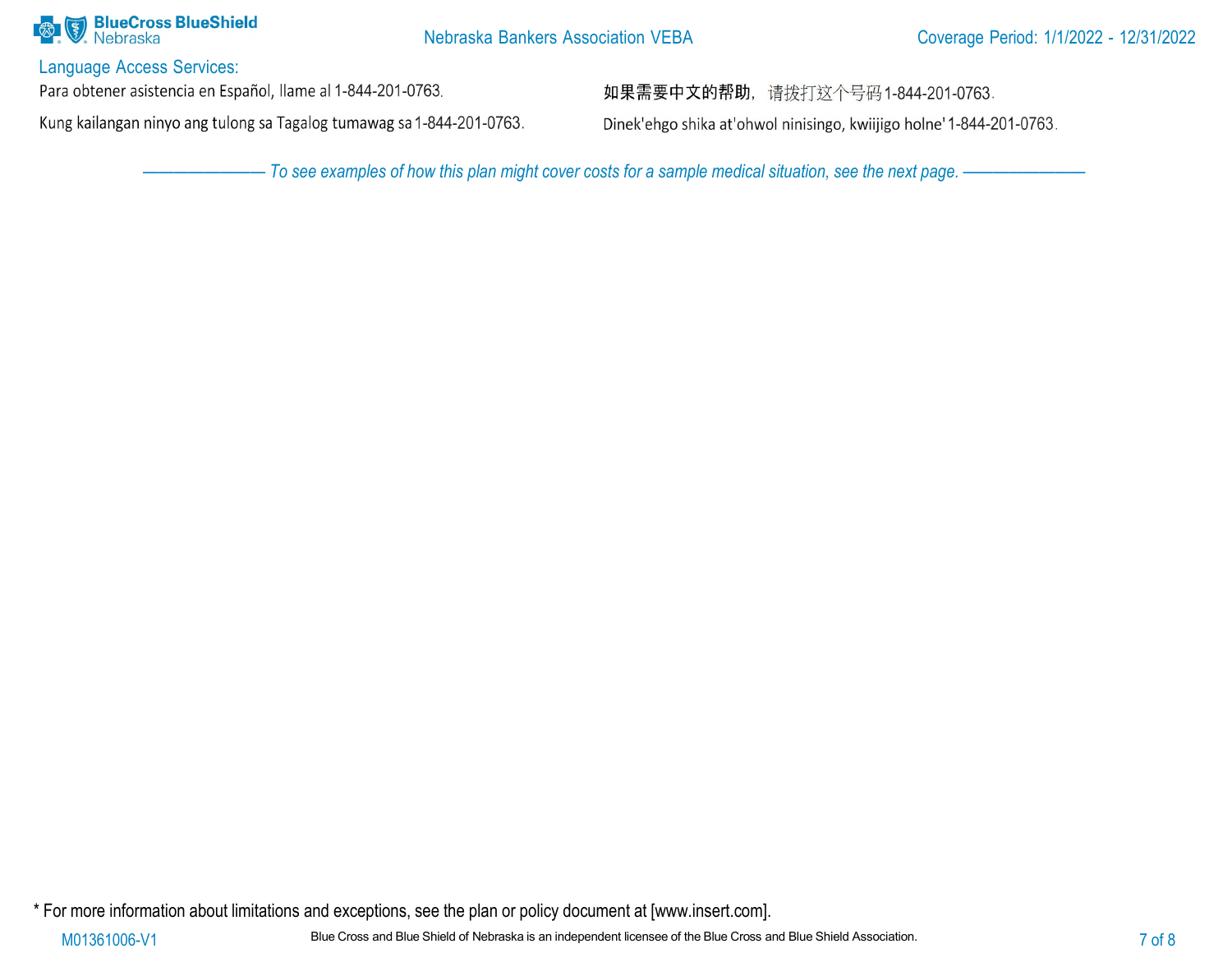## Language Access Services:

Para obtener asistencia en Español, llame al 1-844-201-0763.

如果需要中文的帮助，请拨打这个号码1-844-201-0763.

Kung kailangan ninyo ang tulong sa Tagalog tumawag sa 1-844-201-0763.

Dinek'ehgo shika at'ohwol ninisingo, kwiijigo holne' 1-844-201-0763.

*——————— To see examples of how this plan might cover costs for a sample medical situation, see the next page. ———————*

* For more information about limitations and exceptions, see the plan or policy document at [www.insert.com].

M01361006-V1

Blue Cross and Blue Shield of Nebraska is an independent licensee of the Blue Cross and Blue Shield Association.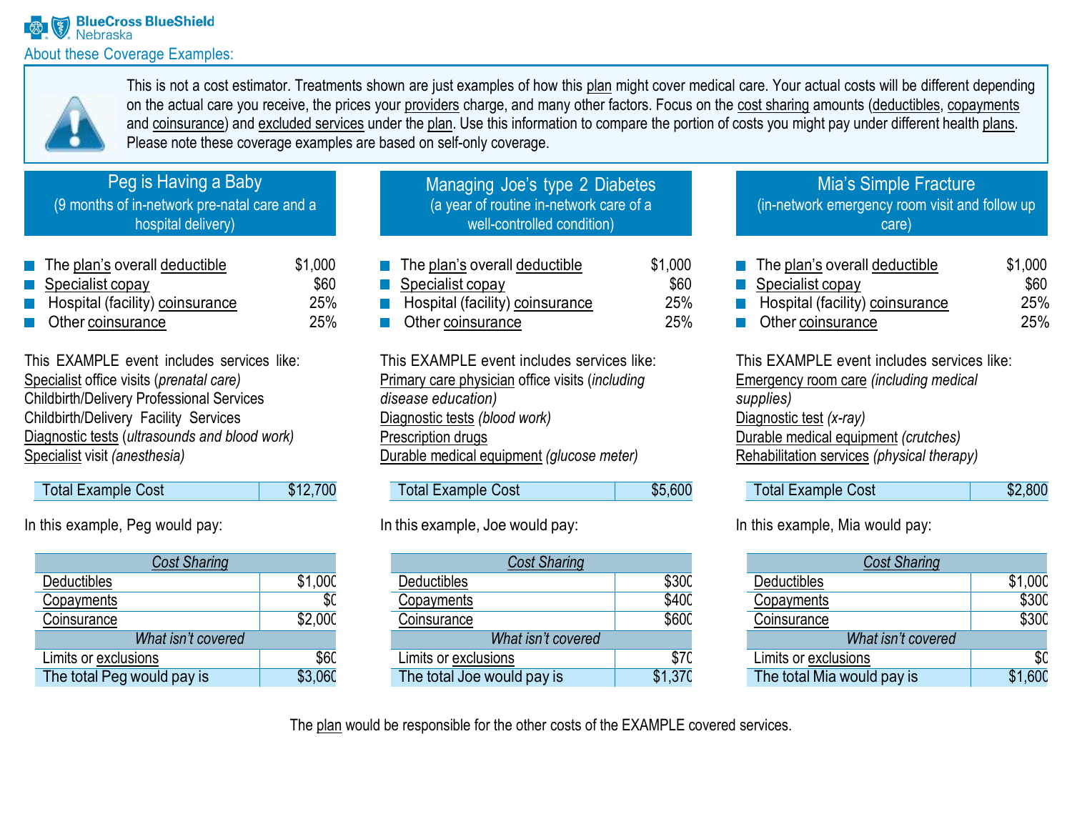BlueCross BlueShield Nebraska

## About these Coverage Examples:

This is not a cost estimator. Treatments shown are just examples of how this plan might cover medical care. Your actual costs will be different depending on the actual care you receive, the prices your providers charge, and many other factors. Focus on the cost sharing amounts (deductibles, copayments and coinsurance) and excluded services under the plan. Use this information to compare the portion of costs you might pay under different health plans. Please note these coverage examples are based on self-only coverage.

### Peg is Having a Baby
(9 months of in-network pre-natal care and a hospital delivery)

- The plan's overall deductible $1,000
- Specialist copay $60
- Hospital (facility) coinsurance 25%
- Other coinsurance 25%

This EXAMPLE event includes services like:
Specialist office visits (*prenatal care)*
Childbirth/Delivery Professional Services
Childbirth/Delivery Facility Services
Diagnostic tests (*ultrasounds and blood work)*
Specialist visit *(anesthesia)*

| Total Example Cost | $12,700 |
|---|---|

In this example, Peg would pay:

| *Cost Sharing* | |
|---|---|
| Deductibles | $1,000 |
| Copayments | $0 |
| Coinsurance | $2,000 |
| *What isn't covered* | |
| Limits or exclusions | $60 |
| The total Peg would pay is | $3,060 |

### Managing Joe's type 2 Diabetes
(a year of routine in-network care of a well-controlled condition)

- The plan's overall deductible $1,000
- Specialist copay $60
- Hospital (facility) coinsurance 25%
- Other coinsurance 25%

This EXAMPLE event includes services like:
Primary care physician office visits (*including disease education)*
Diagnostic tests *(blood work)*
Prescription drugs
Durable medical equipment *(glucose meter)*

| Total Example Cost | $5,600 |
|---|---|

In this example, Joe would pay:

| *Cost Sharing* | |
|---|---|
| Deductibles | $300 |
| Copayments | $400 |
| Coinsurance | $600 |
| *What isn't covered* | |
| Limits or exclusions | $70 |
| The total Joe would pay is | $1,370 |

### Mia's Simple Fracture
(in-network emergency room visit and follow up care)

- The plan's overall deductible $1,000
- Specialist copay $60
- Hospital (facility) coinsurance 25%
- Other coinsurance 25%

This EXAMPLE event includes services like:
Emergency room care *(including medical supplies)*
Diagnostic test *(x-ray)*
Durable medical equipment *(crutches)*
Rehabilitation services *(physical therapy)*

| Total Example Cost | $2,800 |
|---|---|

In this example, Mia would pay:

| *Cost Sharing* | |
|---|---|
| Deductibles | $1,000 |
| Copayments | $300 |
| Coinsurance | $300 |
| *What isn't covered* | |
| Limits or exclusions | $0 |
| The total Mia would pay is | $1,600 |

The plan would be responsible for the other costs of the EXAMPLE covered services.